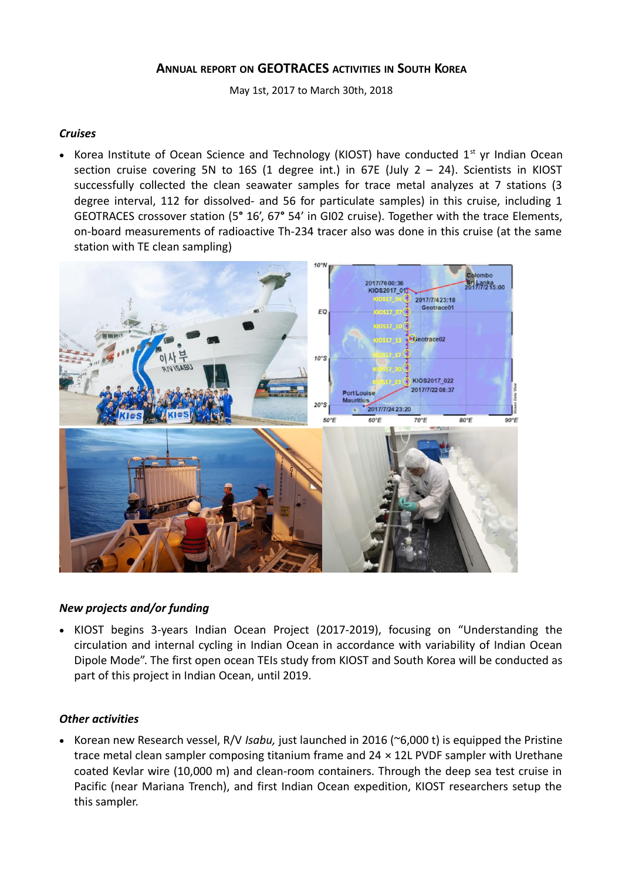## ANNUAL REPORT ON GEOTRACES ACTIVITIES IN SOUTH KOREA

May 1st, 2017 to March 30th, 2018

### *Cruises*

- Korea Institute of Ocean Science and Technology (KIOST) have conducted 1st yr Indian Ocean section cruise covering 5N to 16S (1 degree int.) in 67E (July 2 – 24). Scientists in KIOST successfully collected the clean seawater samples for trace metal analyzes at 7 stations (3 degree interval, 112 for dissolved- and 56 for particulate samples) in this cruise, including 1 GEOTRACES crossover station (5° 16', 67° 54' in GI02 cruise). Together with the trace Elements, on-board measurements of radioactive Th-234 tracer also was done in this cruise (at the same station with TE clean sampling)

### *New projects and/or funding*

- KIOST begins 3-years Indian Ocean Project (2017-2019), focusing on "Understanding the circulation and internal cycling in Indian Ocean in accordance with variability of Indian Ocean Dipole Mode". The first open ocean TEIs study from KIOST and South Korea will be conducted as part of this project in Indian Ocean, until 2019.

### *Other activities*

- Korean new Research vessel, R/V *Isabu,* just launched in 2016 (~6,000 t) is equipped the Pristine trace metal clean sampler composing titanium frame and 24 × 12L PVDF sampler with Urethane coated Kevlar wire (10,000 m) and clean-room containers. Through the deep sea test cruise in Pacific (near Mariana Trench), and first Indian Ocean expedition, KIOST researchers setup the this sampler.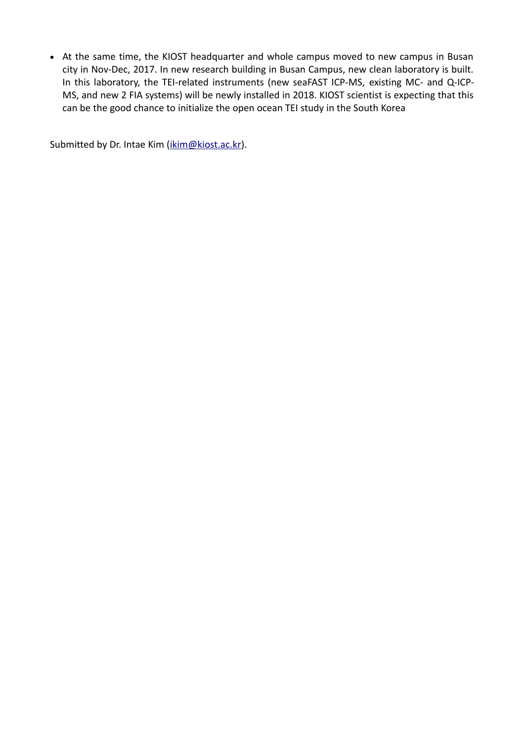- At the same time, the KIOST headquarter and whole campus moved to new campus in Busan city in Nov-Dec, 2017. In new research building in Busan Campus, new clean laboratory is built. In this laboratory, the TEI-related instruments (new seaFAST ICP-MS, existing MC- and Q-ICP-MS, and new 2 FIA systems) will be newly installed in 2018. KIOST scientist is expecting that this can be the good chance to initialize the open ocean TEI study in the South Korea

Submitted by Dr. Intae Kim (ikim@kiost.ac.kr).